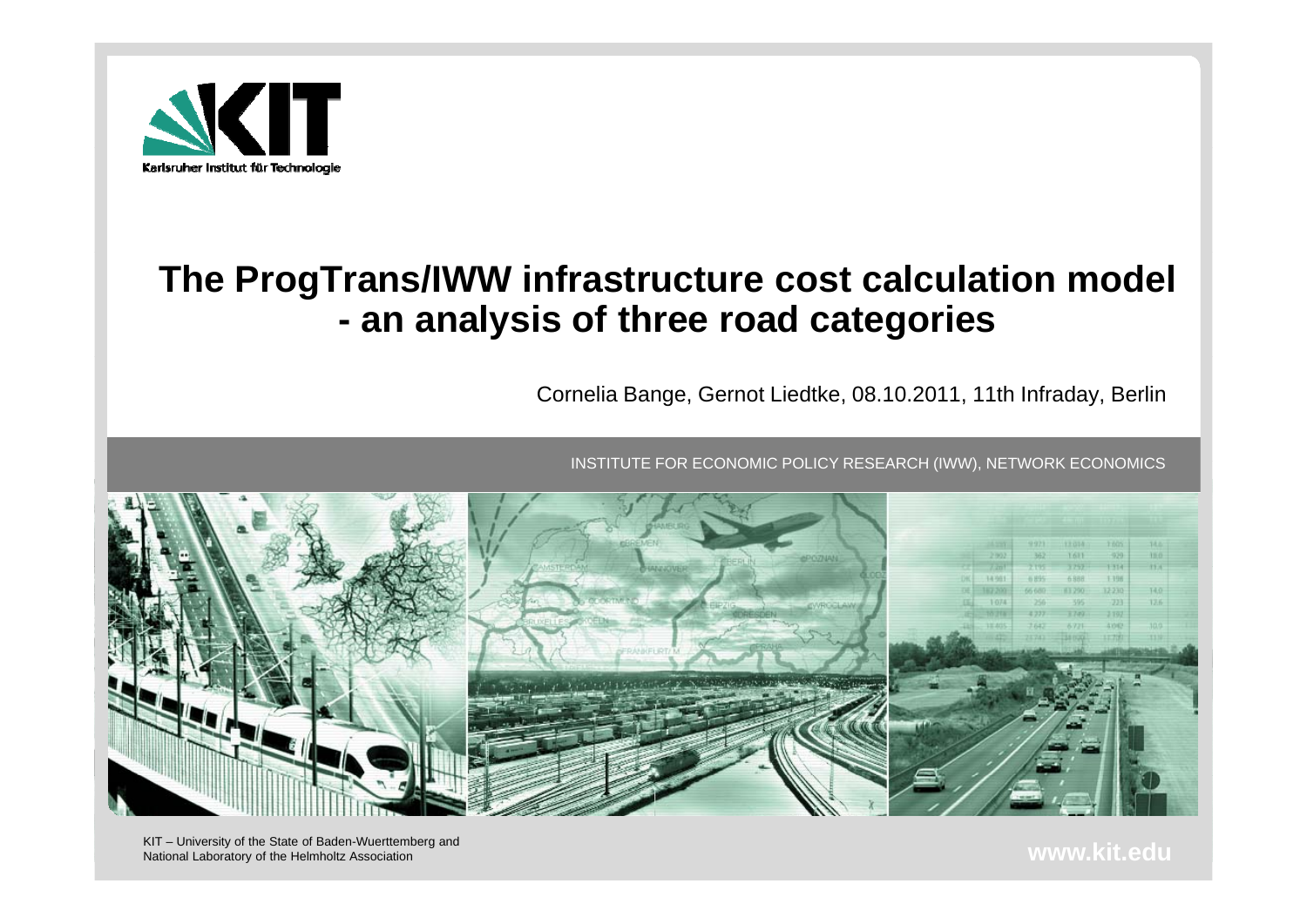Karlsruher Institut für Technologie

# The ProgTrans/IWW infrastructure cost calculation model - an analysis of three road categories

Cornelia Bange, Gernot Liedtke, 08.10.2011, 11th Infraday, Berlin

INSTITUTE FOR ECONOMIC POLICY RESEARCH (IWW), NETWORK ECONOMICS

KIT – University of the State of Baden-Wuerttemberg and National Laboratory of the Helmholtz Association

www.kit.edu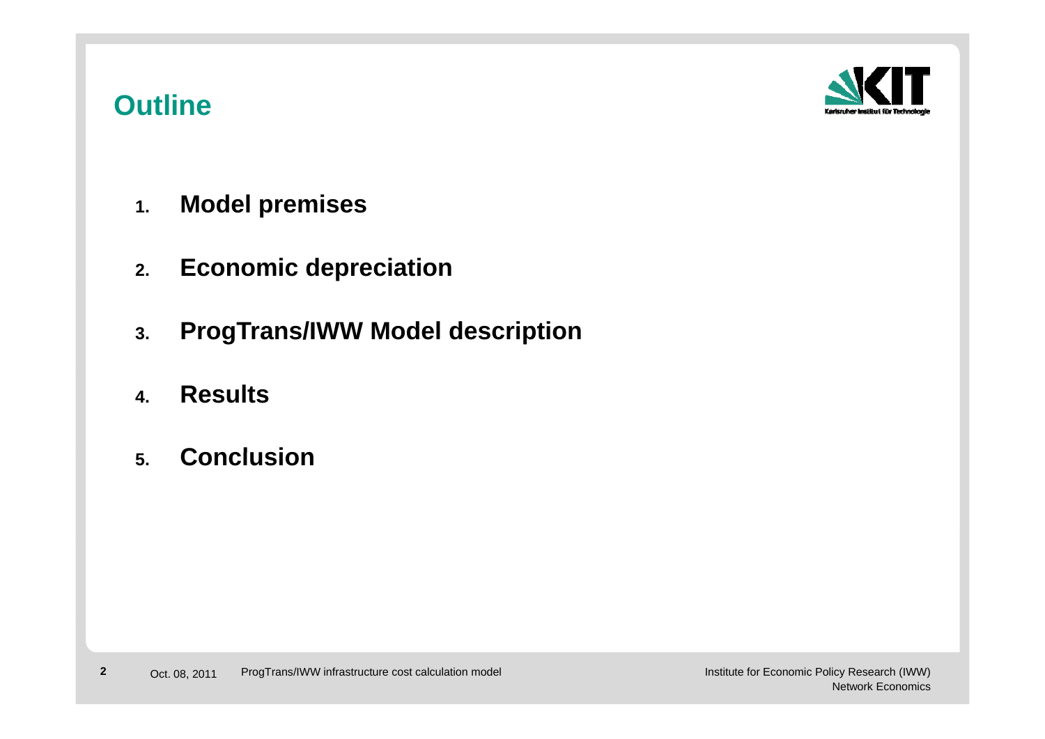# Outline

1. **Model premises**
2. **Economic depreciation**
3. **ProgTrans/IWW Model description**
4. **Results**
5. **Conclusion**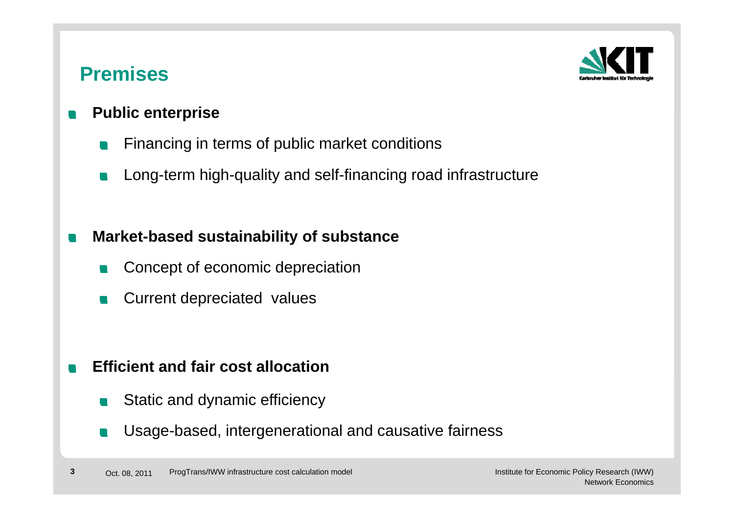## Premises

- **Public enterprise**
  - Financing in terms of public market conditions
  - Long-term high-quality and self-financing road infrastructure

- **Market-based sustainability of substance**
  - Concept of economic depreciation
  - Current depreciated values

- **Efficient and fair cost allocation**
  - Static and dynamic efficiency
  - Usage-based, intergenerational and causative fairness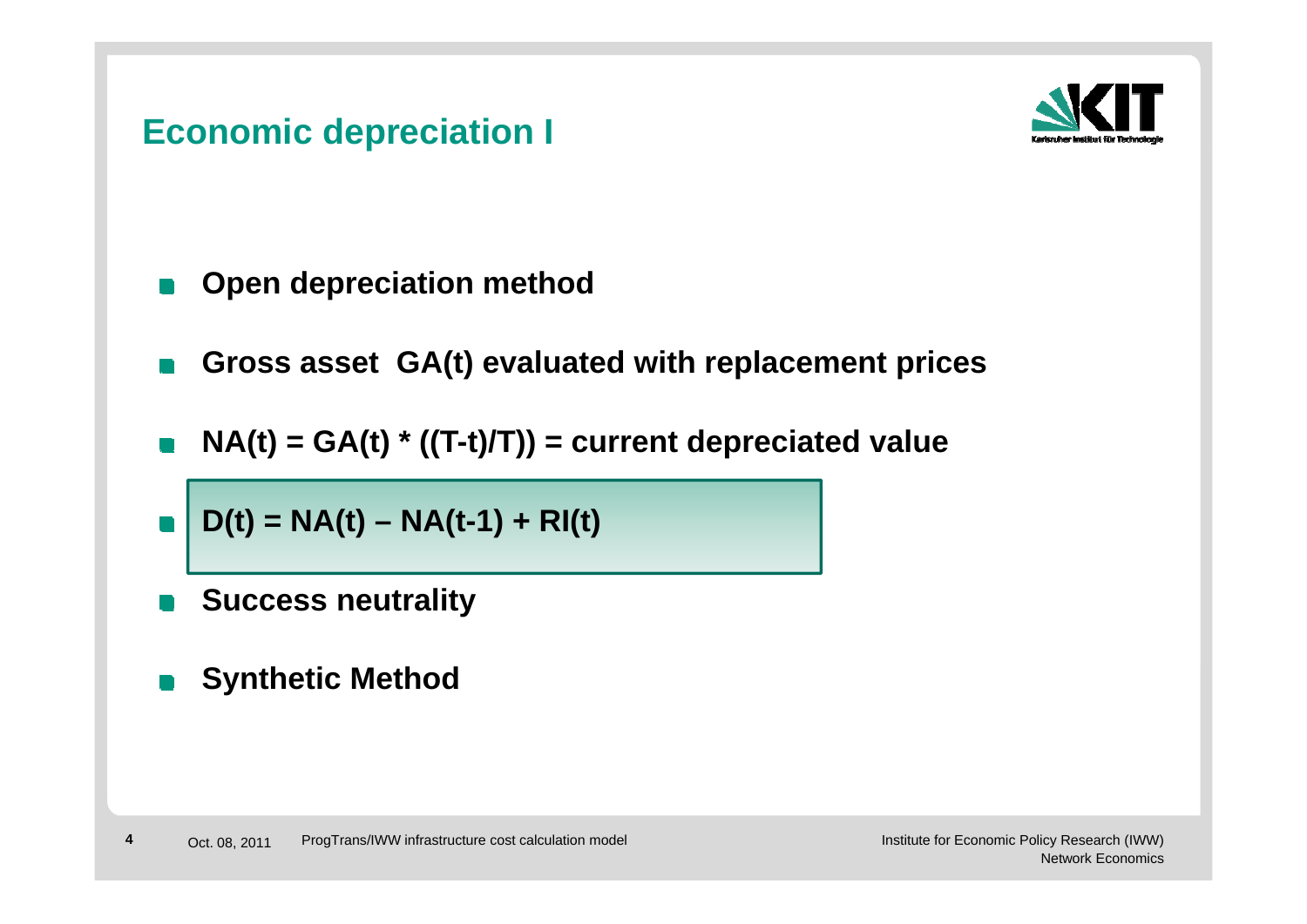# Economic depreciation I

- **Open depreciation method**
- **Gross asset $GA(t)$ evaluated with replacement prices**
- **$NA(t) = GA(t) * ((T-t)/T))$ = current depreciated value**
- **$D(t) = NA(t) – NA(t-1) + RI(t)$**
- **Success neutrality**
- **Synthetic Method**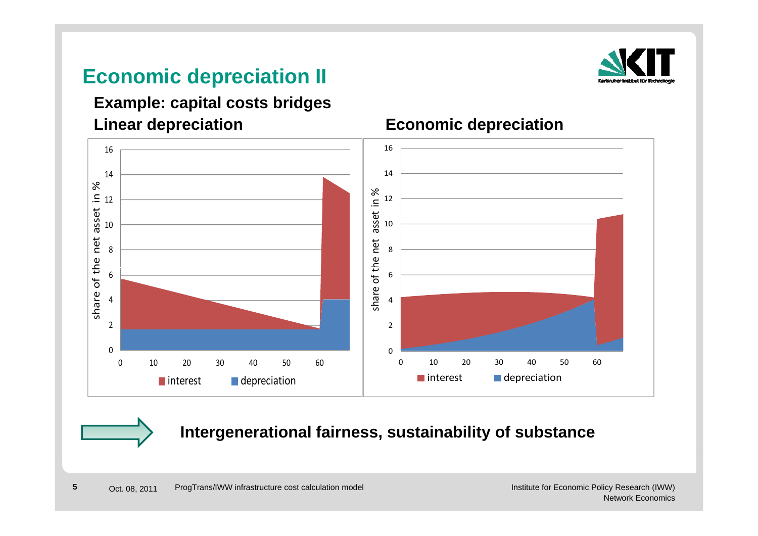# Economic depreciation II

### Example: capital costs bridges

**Linear depreciation**

share of the net asset in %

16, 14, 12, 10, 8, 6, 4, 2, 0

0, 10, 20, 30, 40, 50, 60

interest | depreciation

**Economic depreciation**

share of the net asset in %

16, 14, 12, 10, 8, 6, 4, 2, 0

0, 10, 20, 30, 40, 50, 60

interest | depreciation

**Intergenerational fairness, sustainability of substance**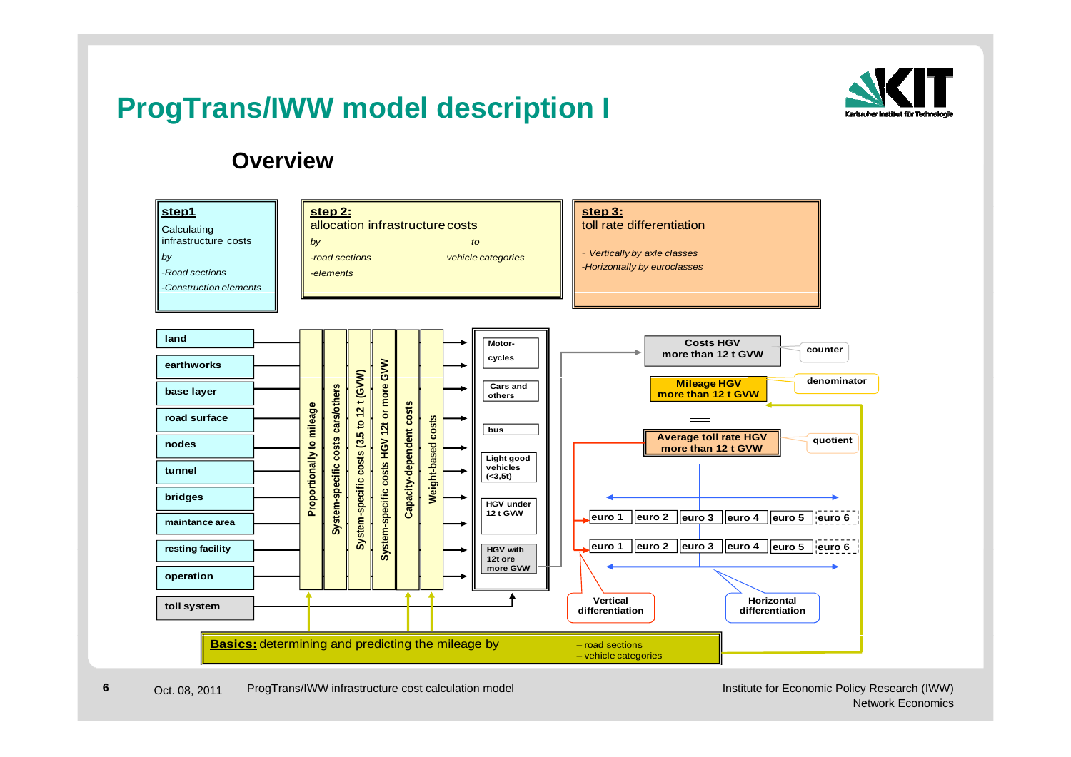# ProgTrans/IWW model description I

## Overview

**step1**
Calculating infrastructure costs
*by*
*-Road sections*
*-Construction elements*

**step 2:**
allocation infrastructure costs
*by* — *to*
*-road sections* — *vehicle categories*
*-elements*

**step 3:**
toll rate differentiation
*- Vertically by axle classes*
*-Horizontally by euroclasses*

**Cost elements:** land, earthworks, base layer, road surface, nodes, tunnel, bridges, maintance area, resting facility, operation, toll system

**Allocation keys:** Proportionally to mileage; System-specific costs cars/others; System-specific costs (3.5 to 12 t (GVW)); System-specific costs HGV 12t or more GVW; Capacity-dependent costs; Weight-based costs

**Vehicle categories:** Motor-cycles; Cars and others; bus; Light good vehicles (<3,5t); HGV under 12 t GVW; HGV with 12t ore more GVW

**Costs HGV more than 12 t GVW** (counter)
÷
**Mileage HGV more than 12 t GVW** (denominator)
=
**Average toll rate HGV more than 12 t GVW** (quotient)

| euro 1 | euro 2 | euro 3 | euro 4 | euro 5 | euro 6 |
|---|---|---|---|---|---|
| euro 1 | euro 2 | euro 3 | euro 4 | euro 5 | euro 6 |

Vertical differentiation — Horizontal differentiation

**Basics:** determining and predicting the mileage by
– road sections
– vehicle categories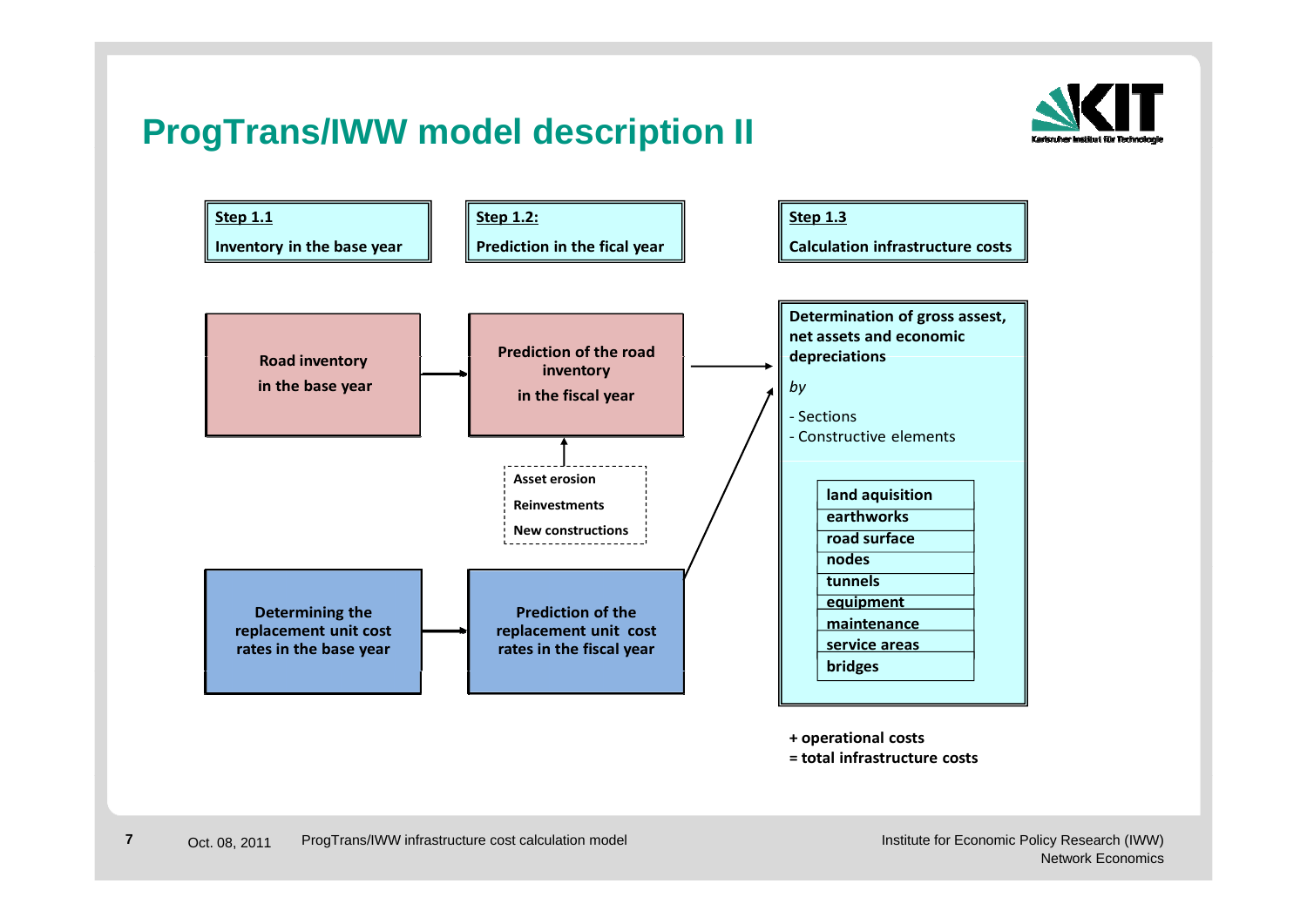# ProgTrans/IWW model description II

**Step 1.1**
**Inventory in the base year**

**Step 1.2:**
**Prediction in the fical year**

**Step 1.3**
**Calculation infrastructure costs**

**Road inventory in the base year**

**Prediction of the road inventory in the fiscal year**

**Asset erosion**
**Reinvestments**
**New constructions**

**Determining the replacement unit cost rates in the base year**

**Prediction of the replacement unit cost rates in the fiscal year**

**Determination of gross assest, net assets and economic depreciations**

*by*

- Sections
- Constructive elements

| **land aquisition** |
|---|
| **earthworks** |
| **road surface** |
| **nodes** |
| **tunnels** |
| **equipment** |
| **maintenance** |
| **service areas** |
| **bridges** |

**+ operational costs**
**= total infrastructure costs**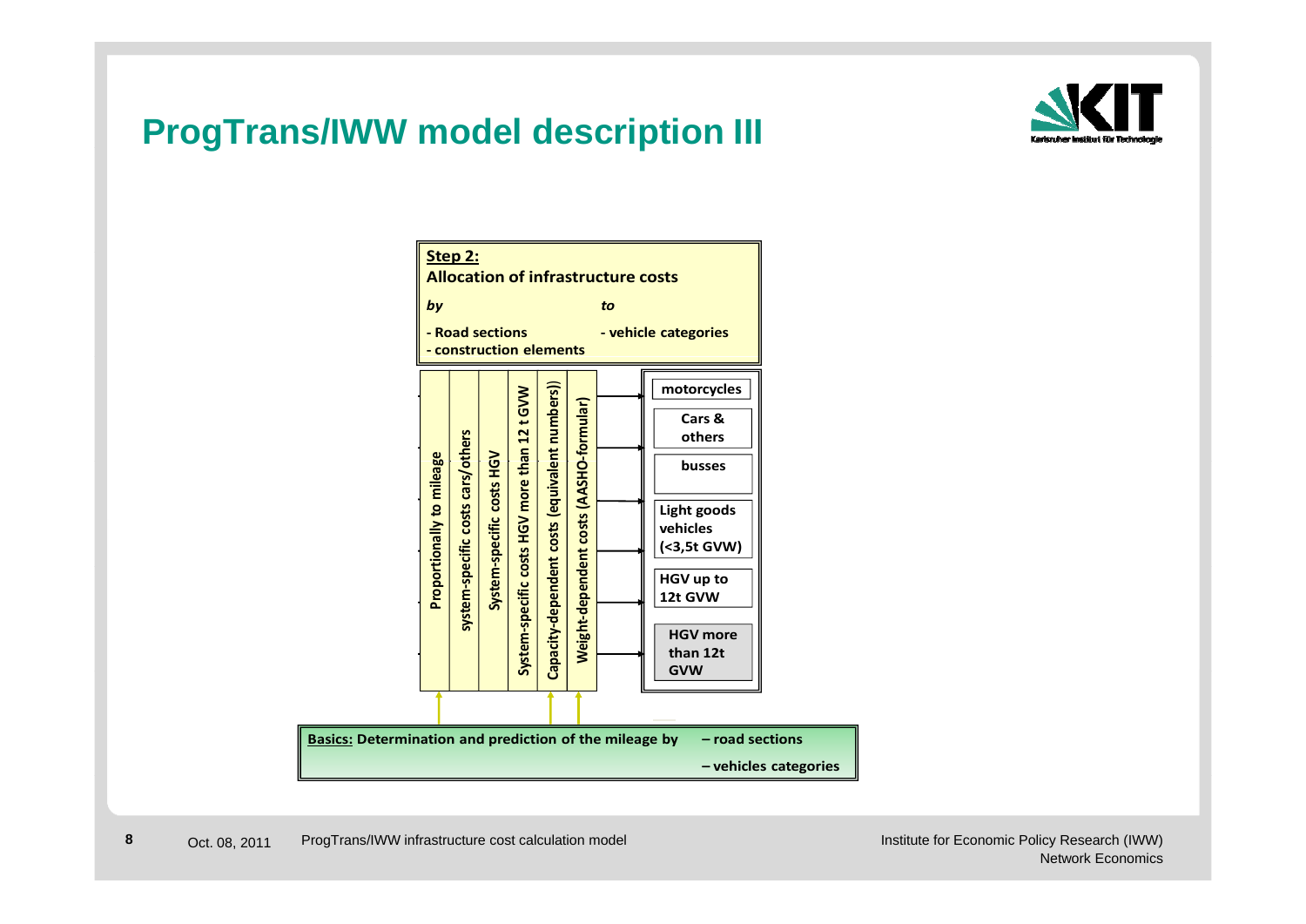# ProgTrans/IWW model description III

**Step 2:**

**Allocation of infrastructure costs**

| *by* | *to* |
| --- | --- |
| - Road sections | - vehicle categories |
| - construction elements | |

**Allocation methods:**

- Proportionally to mileage
- system-specific costs cars/others
- System-specific costs HGV
- System-specific costs HGV more than 12 t GVW
- Capacity-dependent costs (equivalent numbers))
- Weight-dependent costs (AASHO-formular)

**Vehicle categories:**

- motorcycles
- Cars & others
- busses
- Light goods vehicles (<3,5t GVW)
- HGV up to 12t GVW
- HGV more than 12t GVW

**Basics:** Determination and prediction of the mileage by
– road sections
– vehicles categories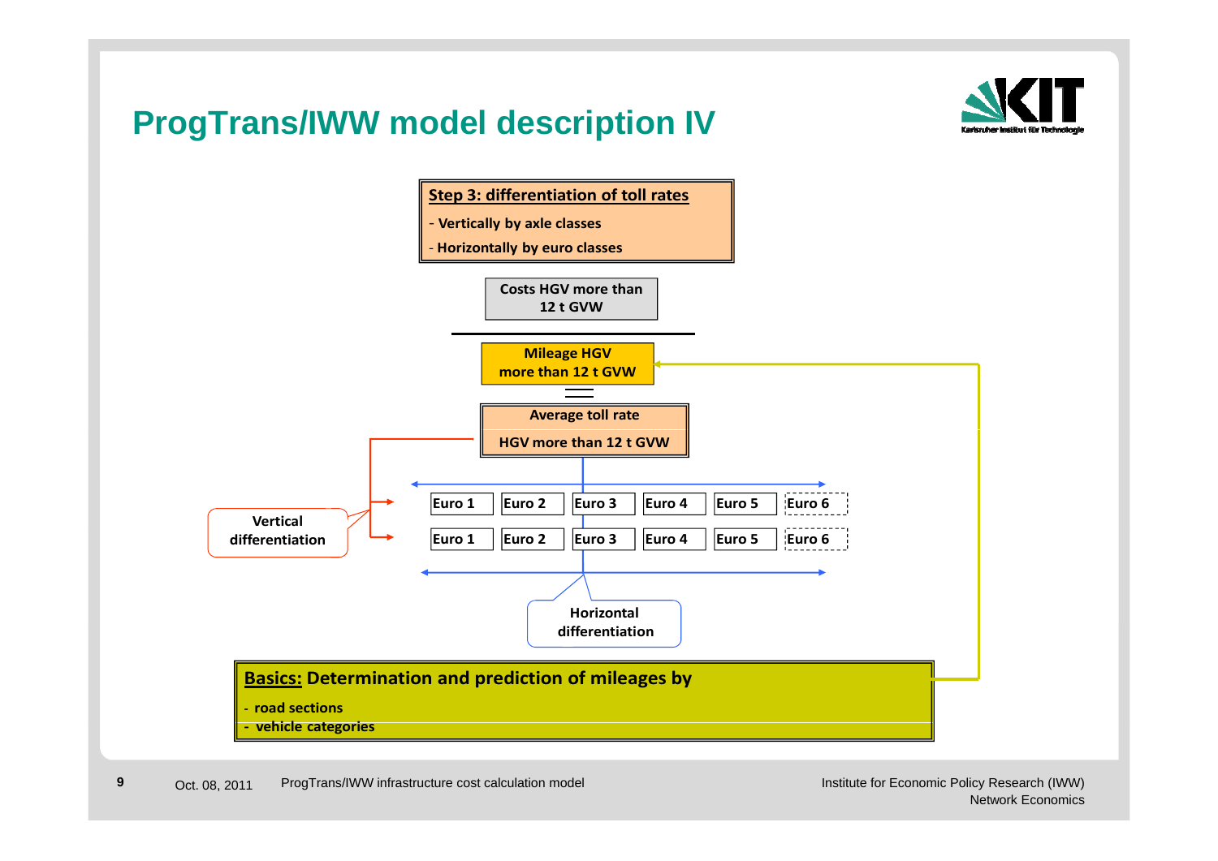# ProgTrans/IWW model description IV

**Step 3: differentiation of toll rates**

- Vertically by axle classes
- Horizontally by euro classes

Costs HGV more than 12 t GVW

Mileage HGV more than 12 t GVW

=

Average toll rate HGV more than 12 t GVW

| Euro 1 | Euro 2 | Euro 3 | Euro 4 | Euro 5 | Euro 6 |
|---|---|---|---|---|---|
| Euro 1 | Euro 2 | Euro 3 | Euro 4 | Euro 5 | Euro 6 |

Vertical differentiation

Horizontal differentiation

**Basics:** Determination and prediction of mileages by

- road sections
- vehicle categories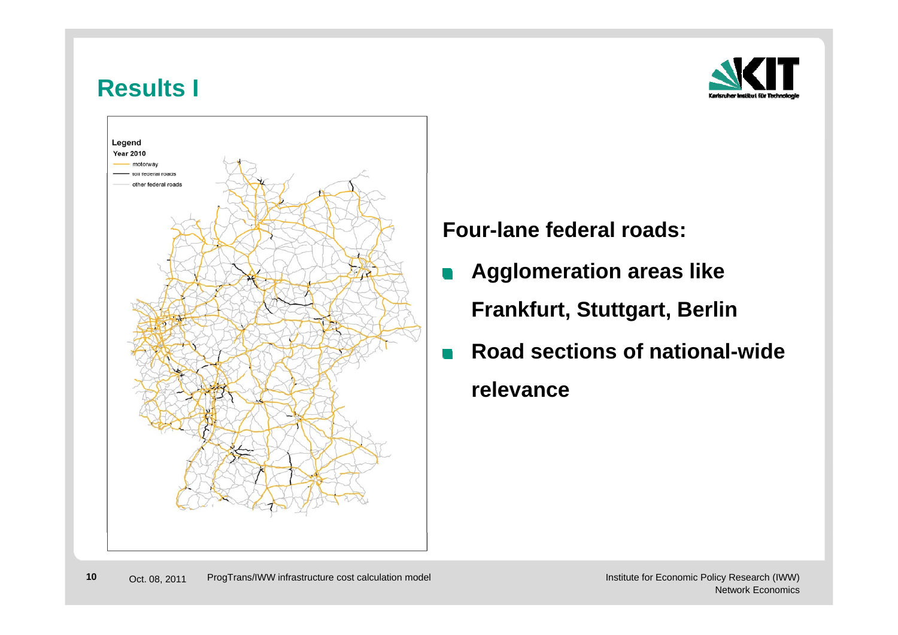# Results I

Legend

Year 2010

motorway

toll federal roads

other federal roads

**Four-lane federal roads:**

- **Agglomeration areas like Frankfurt, Stuttgart, Berlin**
- **Road sections of national-wide relevance**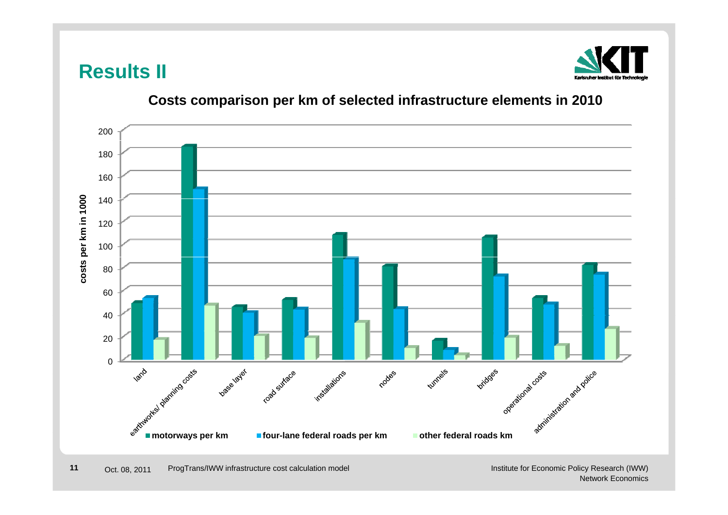# Results II

## Costs comparison per km of selected infrastructure elements in 2010

costs per km in 1000

| | motorways per km | four-lane federal roads per km | other federal roads km |
|---|---|---|---|
| land | | | |
| earthworks/ planning costs | | | |
| base layer | | | |
| road surface | | | |
| installations | | | |
| nodes | | | |
| tunnels | | | |
| bridges | | | |
| operational costs | | | |
| administration and police | | | |

ProgTrans/IWW infrastructure cost calculation model

Institute for Economic Policy Research (IWW)
Network Economics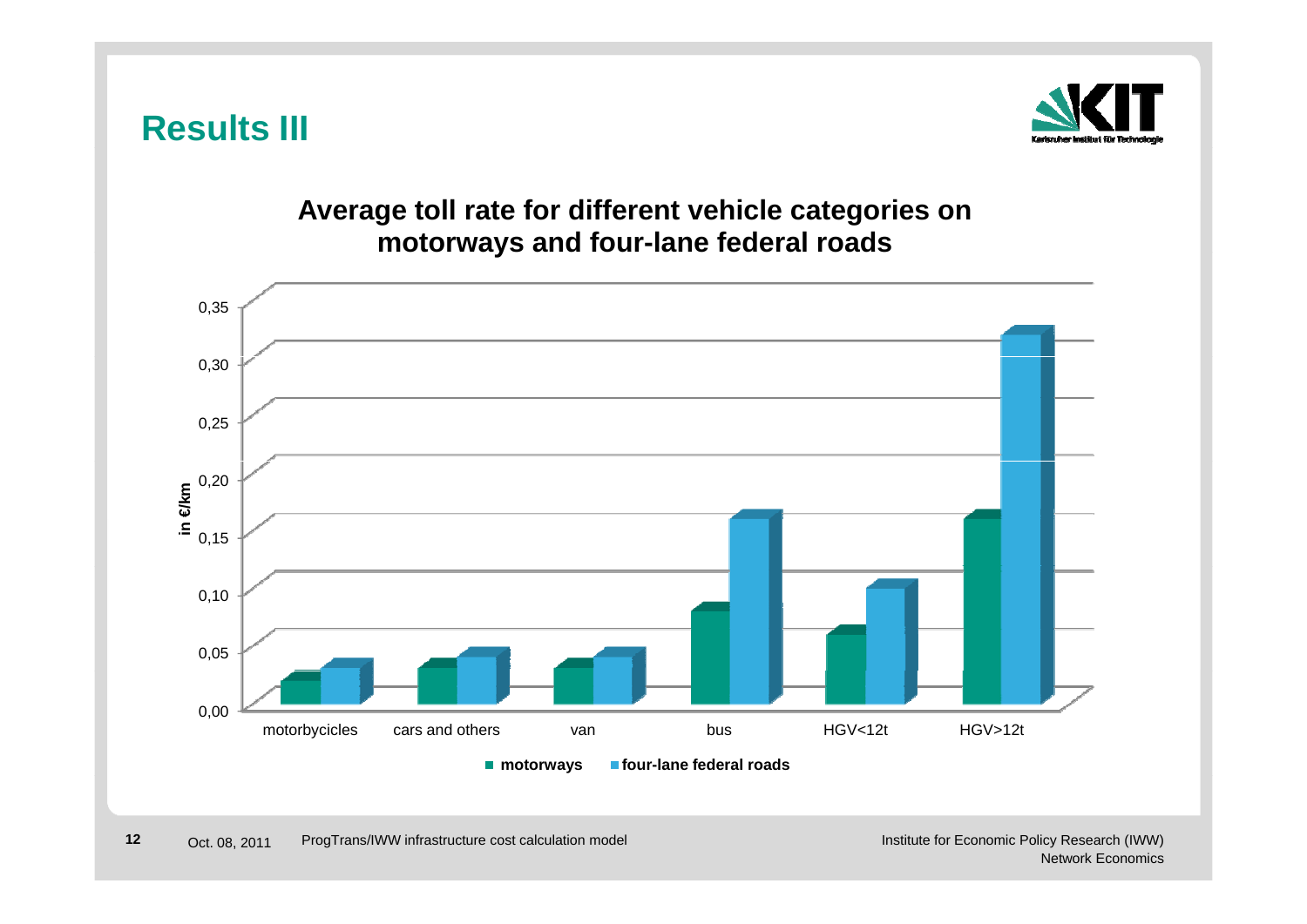# Results III

**Average toll rate for different vehicle categories on motorways and four-lane federal roads**

in €/km

0,35
0,30
0,25
0,20
0,15
0,10
0,05
0,00

motorbycicles | cars and others | van | bus | HGV<12t | HGV>12t

■ **motorways** ■ **four-lane federal roads**

Oct. 08, 2011 ProgTrans/IWW infrastructure cost calculation model

Institute for Economic Policy Research (IWW)
Network Economics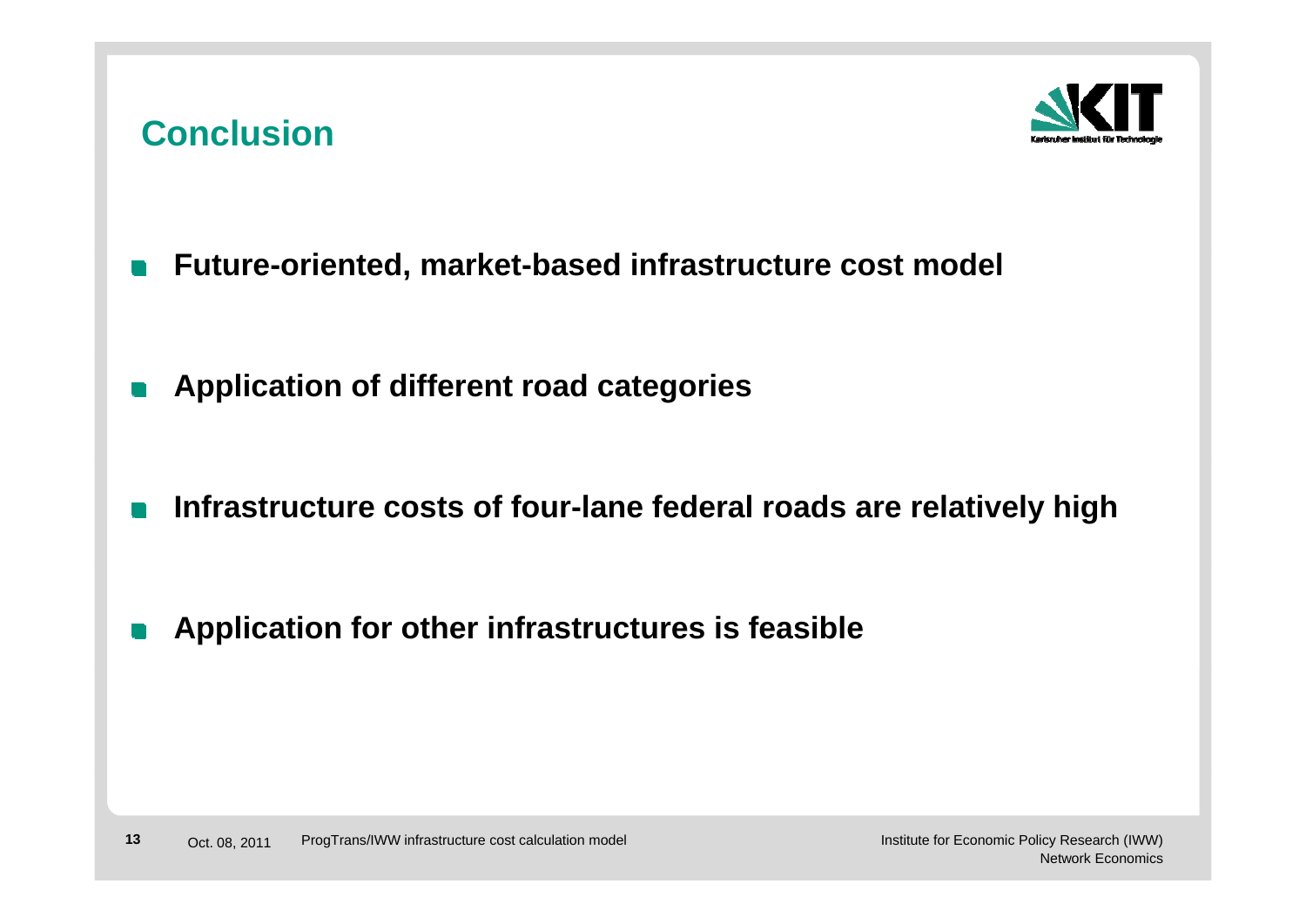## Conclusion

- **Future-oriented, market-based infrastructure cost model**
- **Application of different road categories**
- **Infrastructure costs of four-lane federal roads are relatively high**
- **Application for other infrastructures is feasible**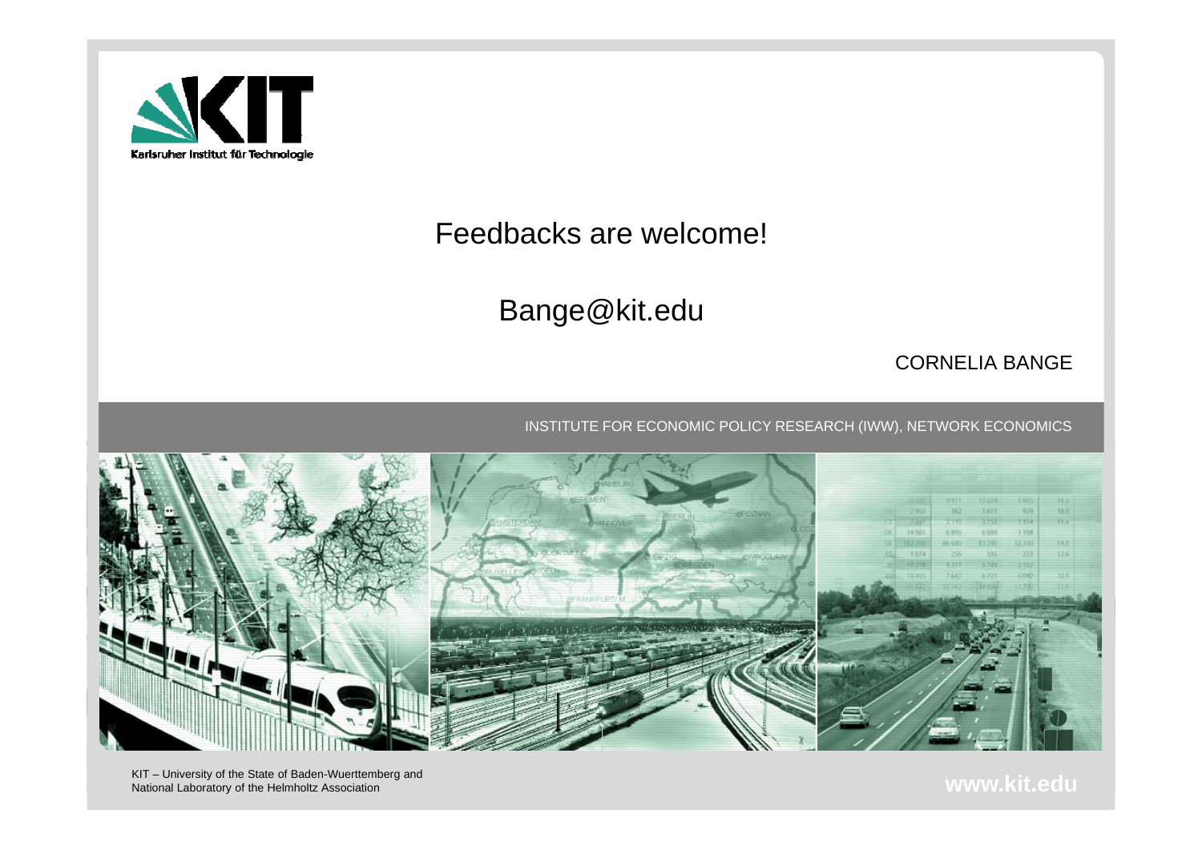Feedbacks are welcome!

Bange@kit.edu

CORNELIA BANGE

INSTITUTE FOR ECONOMIC POLICY RESEARCH (IWW), NETWORK ECONOMICS

KIT – University of the State of Baden-Wuerttemberg and National Laboratory of the Helmholtz Association

www.kit.edu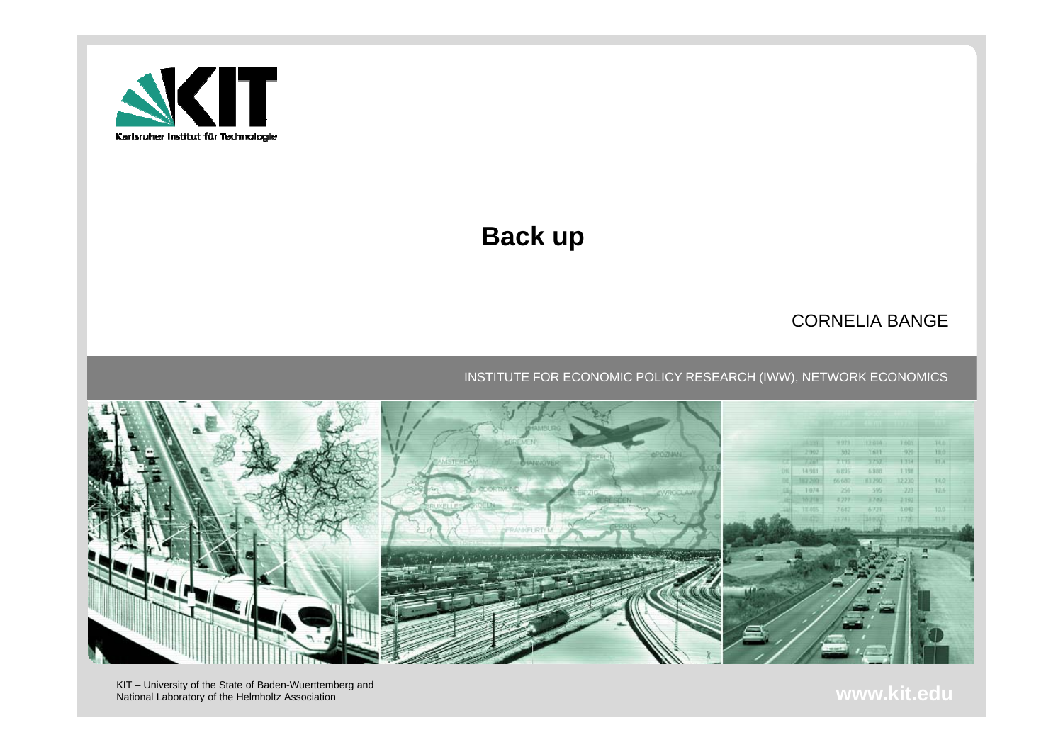# Back up

CORNELIA BANGE

INSTITUTE FOR ECONOMIC POLICY RESEARCH (IWW), NETWORK ECONOMICS

KIT – University of the State of Baden-Wuerttemberg and National Laboratory of the Helmholtz Association

www.kit.edu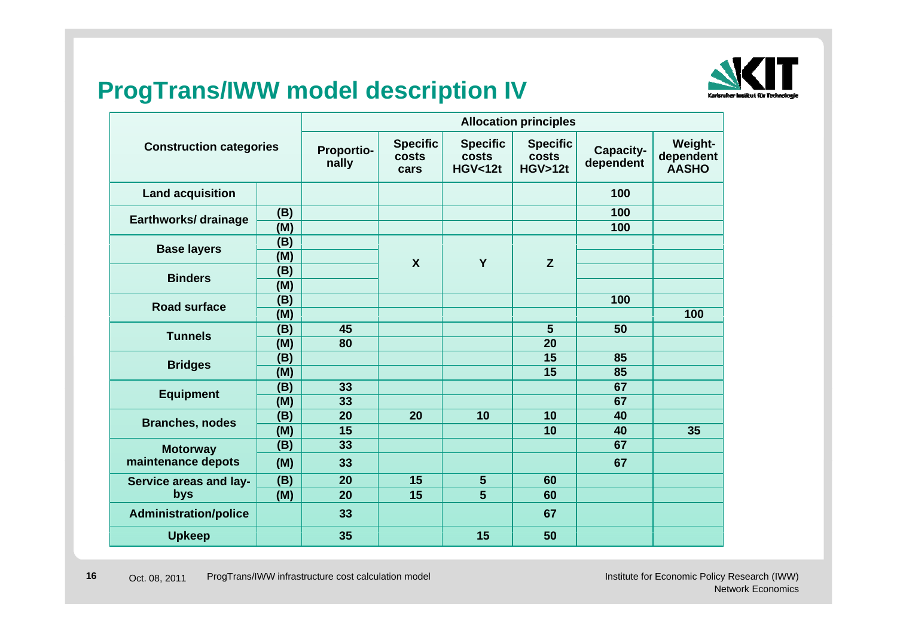# ProgTrans/IWW model description IV

| Construction categories | | Allocation principles | | | | | |
|---|---|---|---|---|---|---|---|
| | | Proportio-nally | Specific costs cars | Specific costs HGV<12t | Specific costs HGV>12t | Capacity-dependent | Weight-dependent AASHO |
| **Land acquisition** | | | | | | 100 | |
| **Earthworks/ drainage** | (B) | | | | | 100 | |
| | (M) | | | | | 100 | |
| **Base layers** | (B) | | X | Y | Z | | |
| | (M) | | | | | | |
| **Binders** | (B) | | | | | | |
| | (M) | | | | | | |
| **Road surface** | (B) | | | | | 100 | |
| | (M) | | | | | | 100 |
| **Tunnels** | (B) | 45 | | | 5 | 50 | |
| | (M) | 80 | | | 20 | | |
| **Bridges** | (B) | | | | 15 | 85 | |
| | (M) | | | | 15 | 85 | |
| **Equipment** | (B) | 33 | | | | 67 | |
| | (M) | 33 | | | | 67 | |
| **Branches, nodes** | (B) | 20 | 20 | 10 | 10 | 40 | |
| | (M) | 15 | | | 10 | 40 | 35 |
| **Motorway maintenance depots** | (B) | 33 | | | | 67 | |
| | (M) | 33 | | | | 67 | |
| **Service areas and lay-bys** | (B) | 20 | 15 | 5 | 60 | | |
| | (M) | 20 | 15 | 5 | 60 | | |
| **Administration/police** | | 33 | | | 67 | | |
| **Upkeep** | | 35 | | 15 | 50 | | |